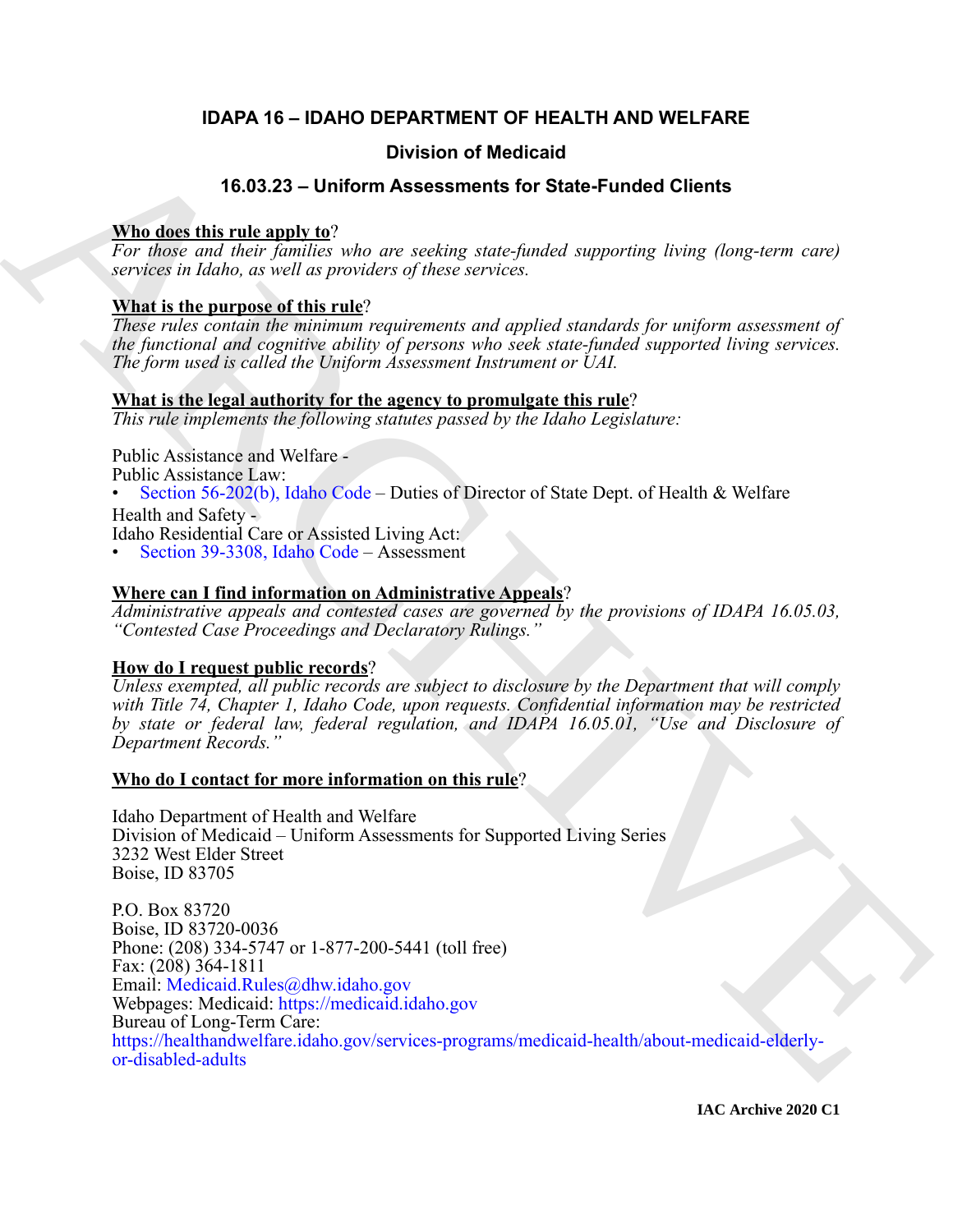# IDAPA 16 – IDAHO DEPARTMENT OF HEALTH AND WELFARE

## Division of Medicaid

## 16.03.23 – Uniform Assessments for State-Funded Clients

**Who does this rule apply to**?

*For those and their families who are seeking state-funded supporting living (long-term care) services in Idaho, as well as providers of these services.*

**What is the purpose of this rule**?

*These rules contain the minimum requirements and applied standards for uniform assessment of the functional and cognitive ability of persons who seek state-funded supported living services. The form used is called the Uniform Assessment Instrument or UAI.*

**What is the legal authority for the agency to promulgate this rule**?

*This rule implements the following statutes passed by the Idaho Legislature:*

Public Assistance and Welfare -
Public Assistance Law:

- Section 56-202(b), Idaho Code – Duties of Director of State Dept. of Health & Welfare

Health and Safety -
Idaho Residential Care or Assisted Living Act:

- Section 39-3308, Idaho Code – Assessment

**Where can I find information on Administrative Appeals**?

*Administrative appeals and contested cases are governed by the provisions of IDAPA 16.05.03, "Contested Case Proceedings and Declaratory Rulings."*

**How do I request public records**?

*Unless exempted, all public records are subject to disclosure by the Department that will comply with Title 74, Chapter 1, Idaho Code, upon requests. Confidential information may be restricted by state or federal law, federal regulation, and IDAPA 16.05.01, "Use and Disclosure of Department Records."*

**Who do I contact for more information on this rule**?

Idaho Department of Health and Welfare
Division of Medicaid – Uniform Assessments for Supported Living Series
3232 West Elder Street
Boise, ID 83705

P.O. Box 83720
Boise, ID 83720-0036
Phone: (208) 334-5747 or 1-877-200-5441 (toll free)
Fax: (208) 364-1811
Email: Medicaid.Rules@dhw.idaho.gov
Webpages: Medicaid: https://medicaid.idaho.gov
Bureau of Long-Term Care:
https://healthandwelfare.idaho.gov/services-programs/medicaid-health/about-medicaid-elderly-or-disabled-adults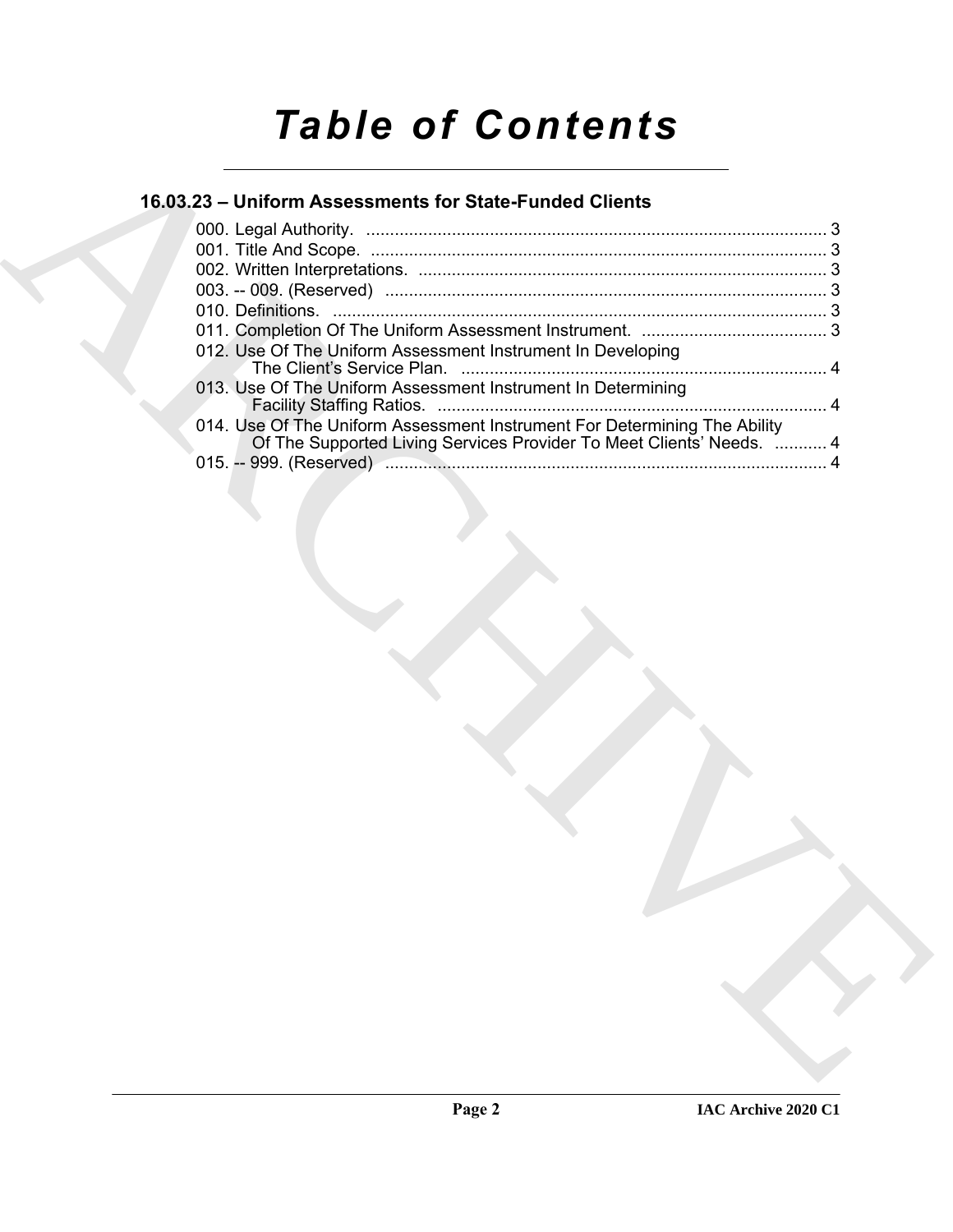# Table of Contents

## 16.03.23 – Uniform Assessments for State-Funded Clients

000. Legal Authority. ..... 3
001. Title And Scope. ..... 3
002. Written Interpretations. ..... 3
003. -- 009. (Reserved) ..... 3
010. Definitions. ..... 3
011. Completion Of The Uniform Assessment Instrument. ..... 3
012. Use Of The Uniform Assessment Instrument In Developing The Client's Service Plan. ..... 4
013. Use Of The Uniform Assessment Instrument In Determining Facility Staffing Ratios. ..... 4
014. Use Of The Uniform Assessment Instrument For Determining The Ability Of The Supported Living Services Provider To Meet Clients' Needs. ..... 4
015. -- 999. (Reserved) ..... 4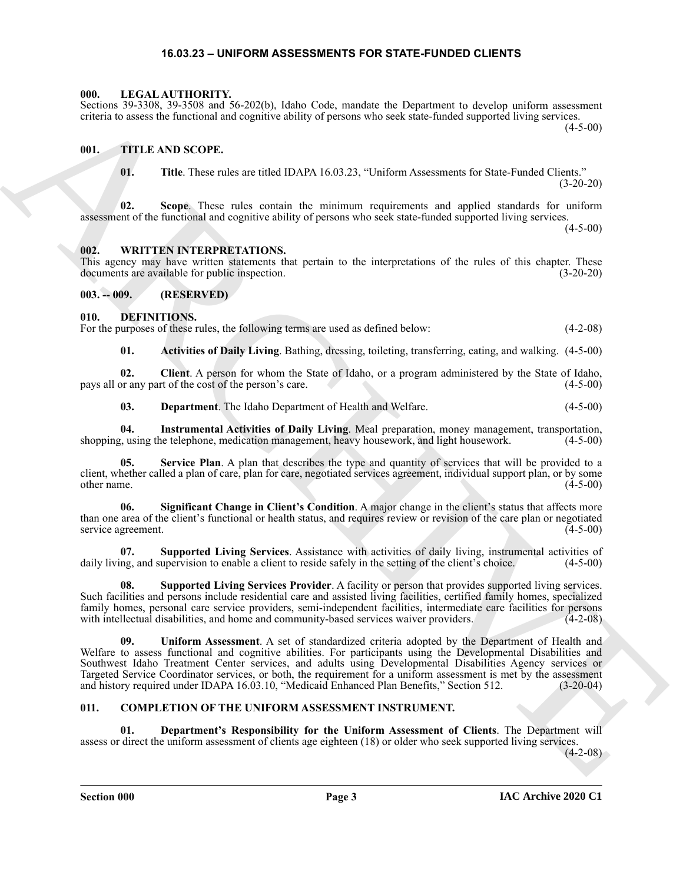# 16.03.23 – UNIFORM ASSESSMENTS FOR STATE-FUNDED CLIENTS

## 000. LEGAL AUTHORITY.

Sections 39-3308, 39-3508 and 56-202(b), Idaho Code, mandate the Department to develop uniform assessment criteria to assess the functional and cognitive ability of persons who seek state-funded supported living services. (4-5-00)

## 001. TITLE AND SCOPE.

**01. Title**. These rules are titled IDAPA 16.03.23, "Uniform Assessments for State-Funded Clients." (3-20-20)

**02. Scope**. These rules contain the minimum requirements and applied standards for uniform assessment of the functional and cognitive ability of persons who seek state-funded supported living services. (4-5-00)

## 002. WRITTEN INTERPRETATIONS.

This agency may have written statements that pertain to the interpretations of the rules of this chapter. These documents are available for public inspection. (3-20-20)

## 003. -- 009. (RESERVED)

## 010. DEFINITIONS.

For the purposes of these rules, the following terms are used as defined below: (4-2-08)

**01. Activities of Daily Living**. Bathing, dressing, toileting, transferring, eating, and walking. (4-5-00)

**02. Client**. A person for whom the State of Idaho, or a program administered by the State of Idaho, pays all or any part of the cost of the person's care. (4-5-00)

**03. Department**. The Idaho Department of Health and Welfare. (4-5-00)

**04. Instrumental Activities of Daily Living**. Meal preparation, money management, transportation, shopping, using the telephone, medication management, heavy housework, and light housework. (4-5-00)

**05. Service Plan**. A plan that describes the type and quantity of services that will be provided to a client, whether called a plan of care, plan for care, negotiated services agreement, individual support plan, or by some other name. (4-5-00)

**06. Significant Change in Client's Condition**. A major change in the client's status that affects more than one area of the client's functional or health status, and requires review or revision of the care plan or negotiated service agreement. (4-5-00)

**07. Supported Living Services**. Assistance with activities of daily living, instrumental activities of daily living, and supervision to enable a client to reside safely in the setting of the client's choice. (4-5-00)

**08. Supported Living Services Provider**. A facility or person that provides supported living services. Such facilities and persons include residential care and assisted living facilities, certified family homes, specialized family homes, personal care service providers, semi-independent facilities, intermediate care facilities for persons with intellectual disabilities, and home and community-based services waiver providers. (4-2-08)

**09. Uniform Assessment**. A set of standardized criteria adopted by the Department of Health and Welfare to assess functional and cognitive abilities. For participants using the Developmental Disabilities and Southwest Idaho Treatment Center services, and adults using Developmental Disabilities Agency services or Targeted Service Coordinator services, or both, the requirement for a uniform assessment is met by the assessment and history required under IDAPA 16.03.10, "Medicaid Enhanced Plan Benefits," Section 512. (3-20-04)

## 011. COMPLETION OF THE UNIFORM ASSESSMENT INSTRUMENT.

**01. Department's Responsibility for the Uniform Assessment of Clients**. The Department will assess or direct the uniform assessment of clients age eighteen (18) or older who seek supported living services. (4-2-08)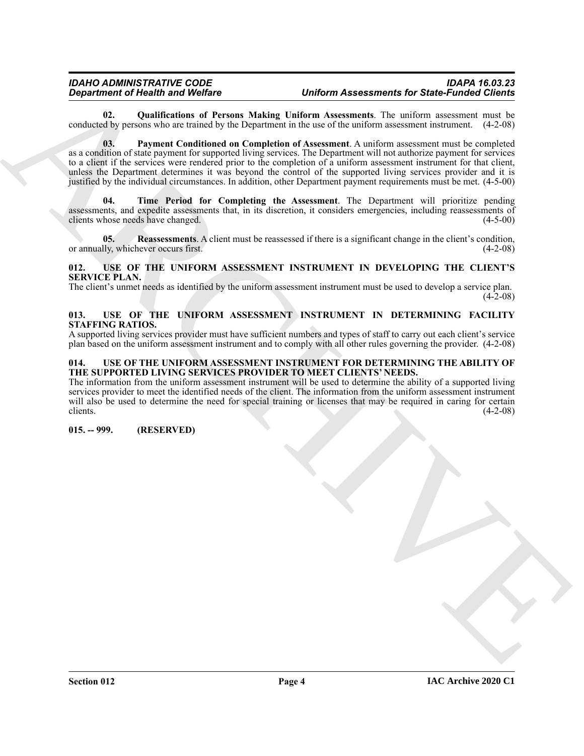**02. Qualifications of Persons Making Uniform Assessments**. The uniform assessment must be conducted by persons who are trained by the Department in the use of the uniform assessment instrument. (4-2-08)

**03. Payment Conditioned on Completion of Assessment**. A uniform assessment must be completed as a condition of state payment for supported living services. The Department will not authorize payment for services to a client if the services were rendered prior to the completion of a uniform assessment instrument for that client, unless the Department determines it was beyond the control of the supported living services provider and it is justified by the individual circumstances. In addition, other Department payment requirements must be met. (4-5-00)

**04. Time Period for Completing the Assessment**. The Department will prioritize pending assessments, and expedite assessments that, in its discretion, it considers emergencies, including reassessments of clients whose needs have changed. (4-5-00)

**05. Reassessments**. A client must be reassessed if there is a significant change in the client's condition, or annually, whichever occurs first. (4-2-08)

### 012. USE OF THE UNIFORM ASSESSMENT INSTRUMENT IN DEVELOPING THE CLIENT'S SERVICE PLAN.

The client's unmet needs as identified by the uniform assessment instrument must be used to develop a service plan. (4-2-08)

### 013. USE OF THE UNIFORM ASSESSMENT INSTRUMENT IN DETERMINING FACILITY STAFFING RATIOS.

A supported living services provider must have sufficient numbers and types of staff to carry out each client's service plan based on the uniform assessment instrument and to comply with all other rules governing the provider. (4-2-08)

### 014. USE OF THE UNIFORM ASSESSMENT INSTRUMENT FOR DETERMINING THE ABILITY OF THE SUPPORTED LIVING SERVICES PROVIDER TO MEET CLIENTS' NEEDS.

The information from the uniform assessment instrument will be used to determine the ability of a supported living services provider to meet the identified needs of the client. The information from the uniform assessment instrument will also be used to determine the need for special training or licenses that may be required in caring for certain clients. (4-2-08)

### 015. -- 999. (RESERVED)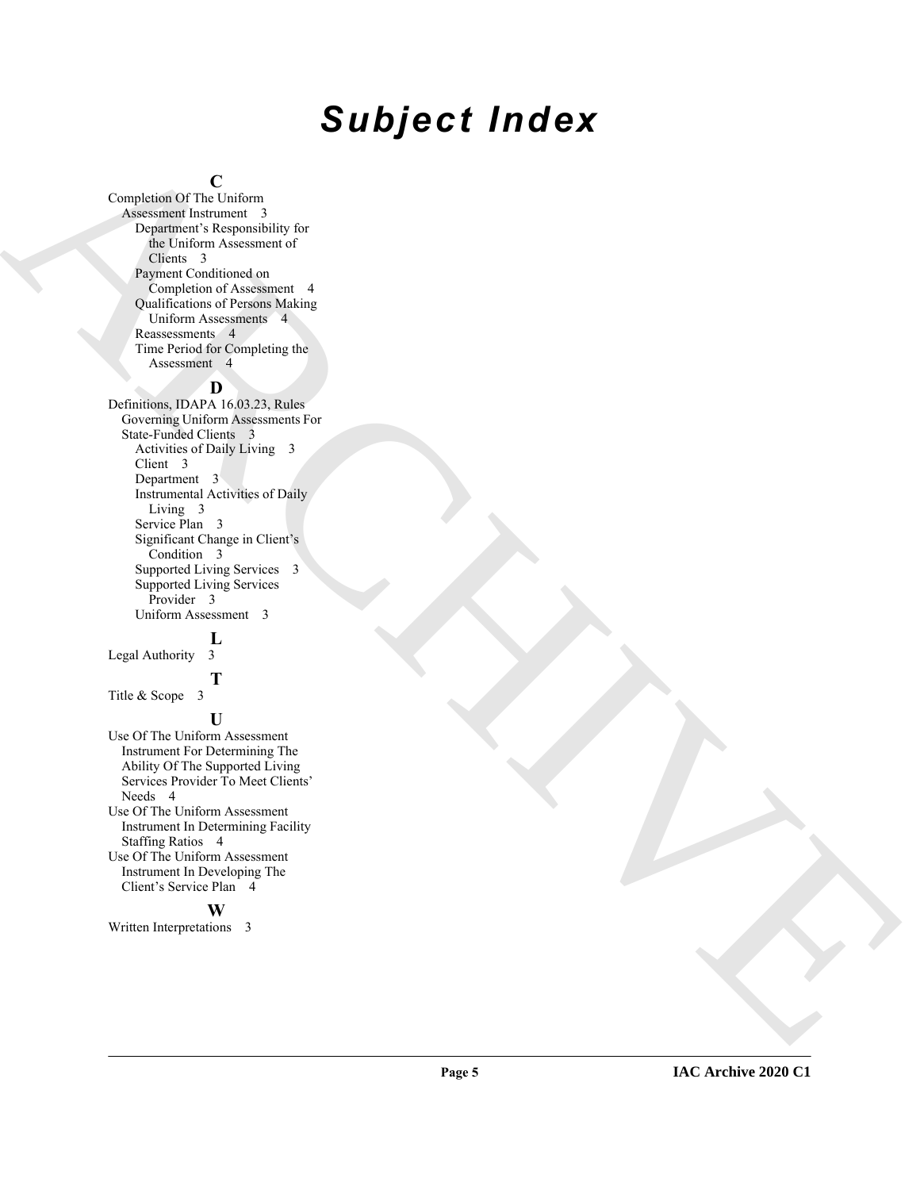# Subject Index

**C**

Completion Of The Uniform Assessment Instrument 3
- Department's Responsibility for the Uniform Assessment of Clients 3
- Payment Conditioned on Completion of Assessment 4
- Qualifications of Persons Making Uniform Assessments 4
- Reassessments 4
- Time Period for Completing the Assessment 4

**D**

Definitions, IDAPA 16.03.23, Rules Governing Uniform Assessments For State-Funded Clients 3
- Activities of Daily Living 3
- Client 3
- Department 3
- Instrumental Activities of Daily Living 3
- Service Plan 3
- Significant Change in Client's Condition 3
- Supported Living Services 3
- Supported Living Services Provider 3
- Uniform Assessment 3

**L**

Legal Authority 3

**T**

Title & Scope 3

**U**

Use Of The Uniform Assessment Instrument For Determining The Ability Of The Supported Living Services Provider To Meet Clients' Needs 4

Use Of The Uniform Assessment Instrument In Determining Facility Staffing Ratios 4

Use Of The Uniform Assessment Instrument In Developing The Client's Service Plan 4

**W**

Written Interpretations 3